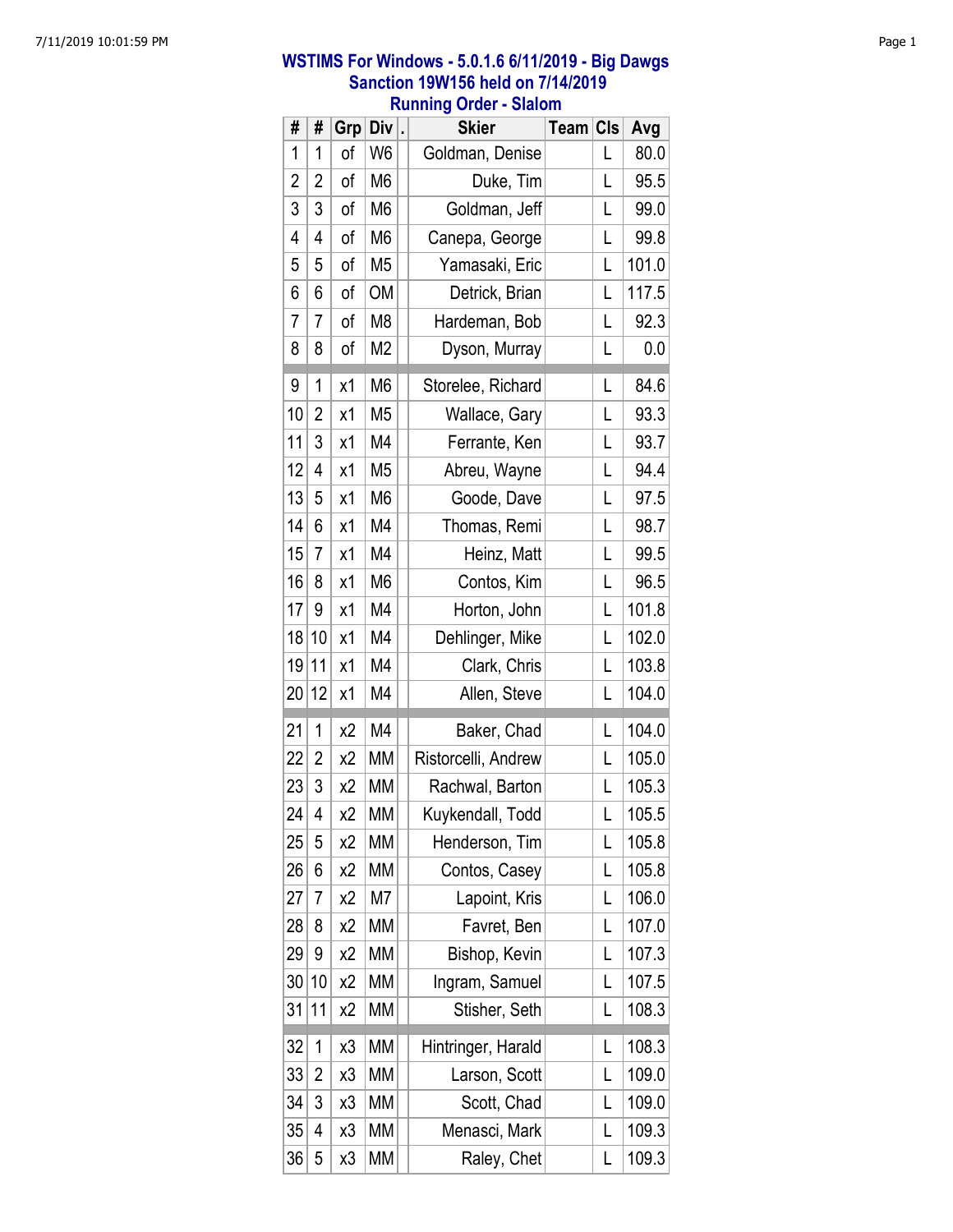# WSTIMS For Windows - 5.0.1.6 6/11/2019 - Big Dawgs
## Sanction 19W156 held on 7/14/2019
## Running Order - Slalom

| # | # | Grp | Div | . | Skier | Team | Cls | Avg |
|---|---|---|---|---|---|---|---|---|
| 1 | 1 | of | W6 | | Goldman, Denise | | L | 80.0 |
| 2 | 2 | of | M6 | | Duke, Tim | | L | 95.5 |
| 3 | 3 | of | M6 | | Goldman, Jeff | | L | 99.0 |
| 4 | 4 | of | M6 | | Canepa, George | | L | 99.8 |
| 5 | 5 | of | M5 | | Yamasaki, Eric | | L | 101.0 |
| 6 | 6 | of | OM | | Detrick, Brian | | L | 117.5 |
| 7 | 7 | of | M8 | | Hardeman, Bob | | L | 92.3 |
| 8 | 8 | of | M2 | | Dyson, Murray | | L | 0.0 |
| 9 | 1 | x1 | M6 | | Storelee, Richard | | L | 84.6 |
| 10 | 2 | x1 | M5 | | Wallace, Gary | | L | 93.3 |
| 11 | 3 | x1 | M4 | | Ferrante, Ken | | L | 93.7 |
| 12 | 4 | x1 | M5 | | Abreu, Wayne | | L | 94.4 |
| 13 | 5 | x1 | M6 | | Goode, Dave | | L | 97.5 |
| 14 | 6 | x1 | M4 | | Thomas, Remi | | L | 98.7 |
| 15 | 7 | x1 | M4 | | Heinz, Matt | | L | 99.5 |
| 16 | 8 | x1 | M6 | | Contos, Kim | | L | 96.5 |
| 17 | 9 | x1 | M4 | | Horton, John | | L | 101.8 |
| 18 | 10 | x1 | M4 | | Dehlinger, Mike | | L | 102.0 |
| 19 | 11 | x1 | M4 | | Clark, Chris | | L | 103.8 |
| 20 | 12 | x1 | M4 | | Allen, Steve | | L | 104.0 |
| 21 | 1 | x2 | M4 | | Baker, Chad | | L | 104.0 |
| 22 | 2 | x2 | MM | | Ristorcelli, Andrew | | L | 105.0 |
| 23 | 3 | x2 | MM | | Rachwal, Barton | | L | 105.3 |
| 24 | 4 | x2 | MM | | Kuykendall, Todd | | L | 105.5 |
| 25 | 5 | x2 | MM | | Henderson, Tim | | L | 105.8 |
| 26 | 6 | x2 | MM | | Contos, Casey | | L | 105.8 |
| 27 | 7 | x2 | M7 | | Lapoint, Kris | | L | 106.0 |
| 28 | 8 | x2 | MM | | Favret, Ben | | L | 107.0 |
| 29 | 9 | x2 | MM | | Bishop, Kevin | | L | 107.3 |
| 30 | 10 | x2 | MM | | Ingram, Samuel | | L | 107.5 |
| 31 | 11 | x2 | MM | | Stisher, Seth | | L | 108.3 |
| 32 | 1 | x3 | MM | | Hintringer, Harald | | L | 108.3 |
| 33 | 2 | x3 | MM | | Larson, Scott | | L | 109.0 |
| 34 | 3 | x3 | MM | | Scott, Chad | | L | 109.0 |
| 35 | 4 | x3 | MM | | Menasci, Mark | | L | 109.3 |
| 36 | 5 | x3 | MM | | Raley, Chet | | L | 109.3 |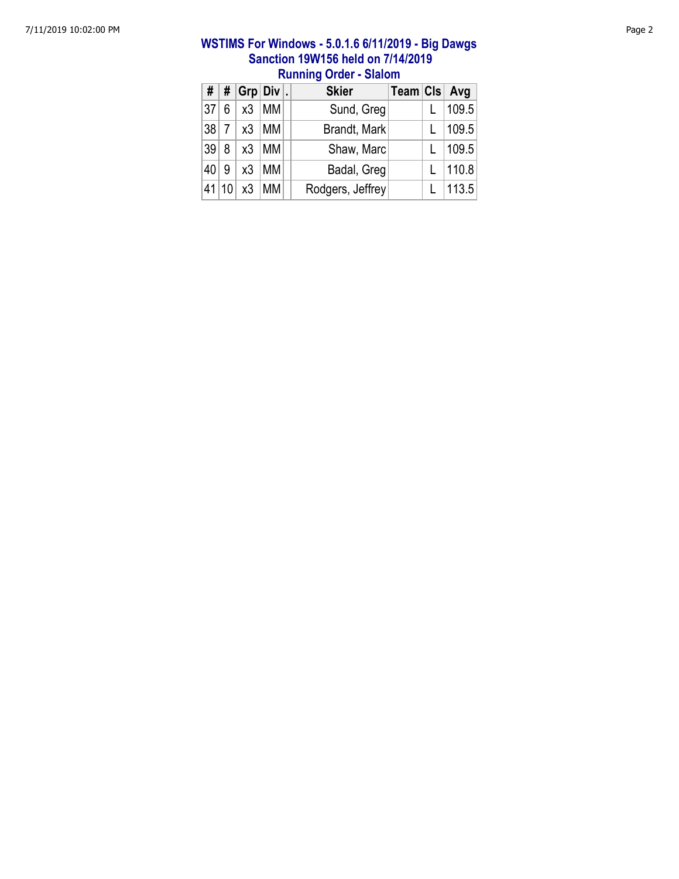# WSTIMS For Windows - 5.0.1.6 6/11/2019 - Big Dawgs
## Sanction 19W156 held on 7/14/2019
## Running Order - Slalom

| # | # | Grp | Div | . | Skier | Team | Cls | Avg |
|---|---|---|---|---|---|---|---|---|
| 37 | 6 | x3 | MM | | Sund, Greg | | L | 109.5 |
| 38 | 7 | x3 | MM | | Brandt, Mark | | L | 109.5 |
| 39 | 8 | x3 | MM | | Shaw, Marc | | L | 109.5 |
| 40 | 9 | x3 | MM | | Badal, Greg | | L | 110.8 |
| 41 | 10 | x3 | MM | | Rodgers, Jeffrey | | L | 113.5 |